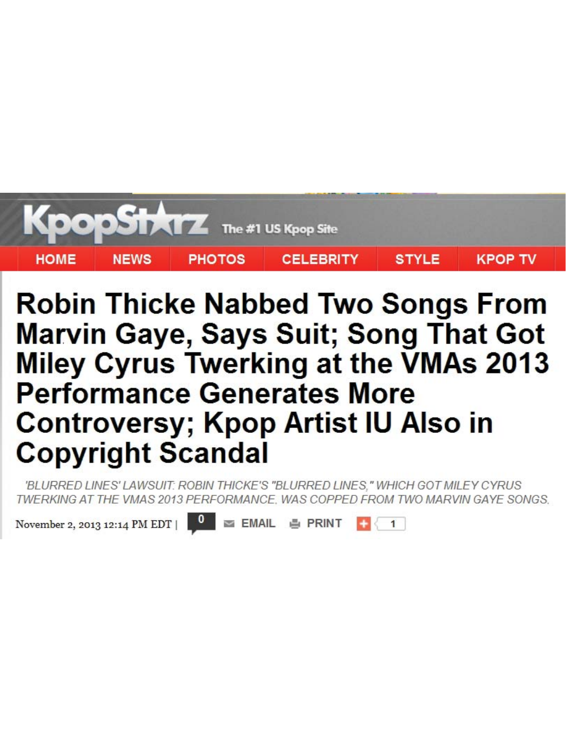KpopStarz The #1 US Kpop Site

HOME | NEWS | PHOTOS | CELEBRITY | STYLE | KPOP TV

# Robin Thicke Nabbed Two Songs From Marvin Gaye, Says Suit; Song That Got Miley Cyrus Twerking at the VMAs 2013 Performance Generates More Controversy; Kpop Artist IU Also in Copyright Scandal

*'BLURRED LINES' LAWSUIT: ROBIN THICKE'S "BLURRED LINES," WHICH GOT MILEY CYRUS TWERKING AT THE VMAS 2013 PERFORMANCE, WAS COPPED FROM TWO MARVIN GAYE SONGS.*

November 2, 2013 12:14 PM EDT | 0 EMAIL PRINT 1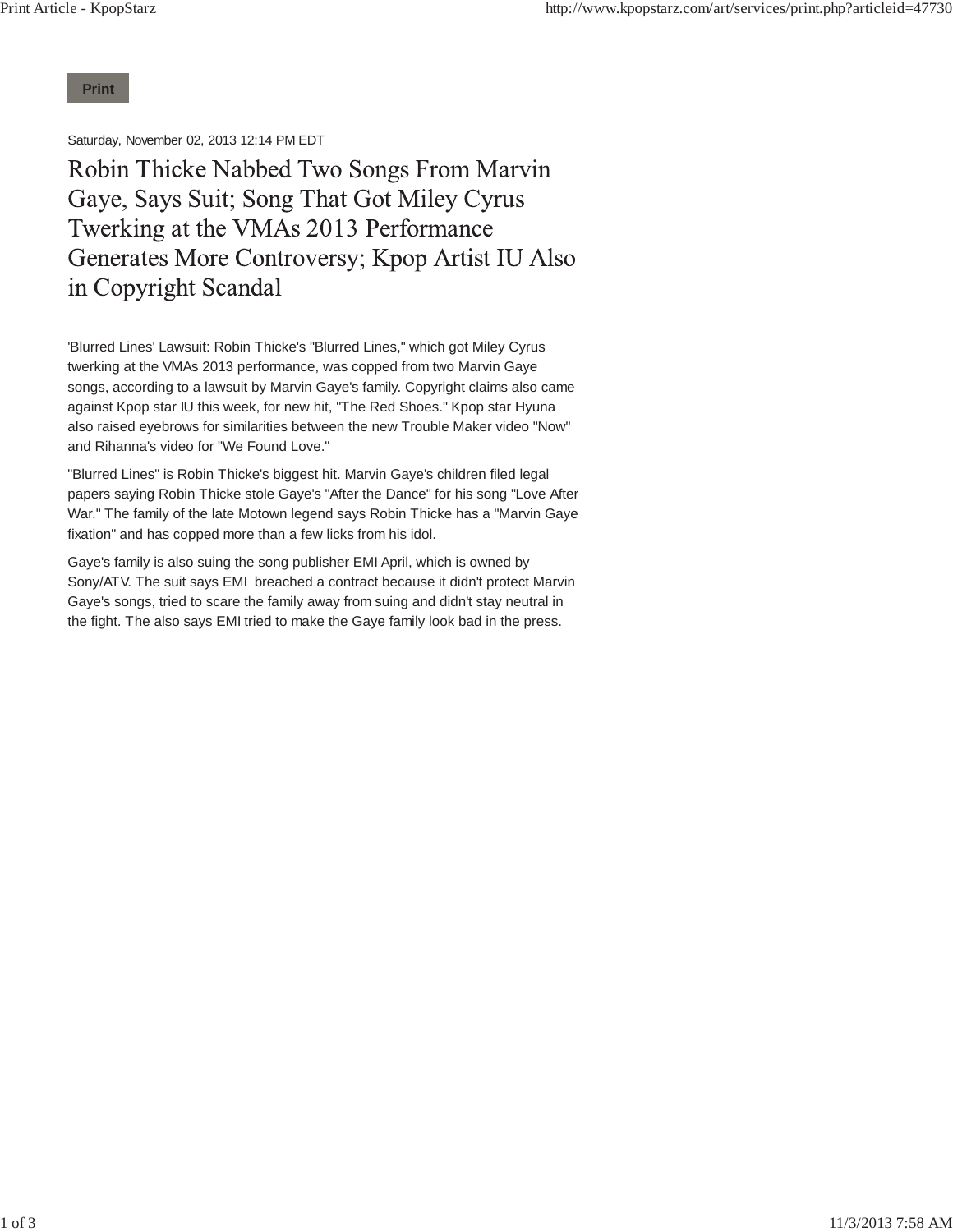Print

Saturday, November 02, 2013 12:14 PM EDT

# Robin Thicke Nabbed Two Songs From Marvin Gaye, Says Suit; Song That Got Miley Cyrus Twerking at the VMAs 2013 Performance Generates More Controversy; Kpop Artist IU Also in Copyright Scandal

'Blurred Lines' Lawsuit: Robin Thicke's "Blurred Lines," which got Miley Cyrus twerking at the VMAs 2013 performance, was copped from two Marvin Gaye songs, according to a lawsuit by Marvin Gaye's family. Copyright claims also came against Kpop star IU this week, for new hit, "The Red Shoes." Kpop star Hyuna also raised eyebrows for similarities between the new Trouble Maker video "Now" and Rihanna's video for "We Found Love."

"Blurred Lines" is Robin Thicke's biggest hit. Marvin Gaye's children filed legal papers saying Robin Thicke stole Gaye's "After the Dance" for his song "Love After War." The family of the late Motown legend says Robin Thicke has a "Marvin Gaye fixation" and has copped more than a few licks from his idol.

Gaye's family is also suing the song publisher EMI April, which is owned by Sony/ATV. The suit says EMI breached a contract because it didn't protect Marvin Gaye's songs, tried to scare the family away from suing and didn't stay neutral in the fight. The also says EMI tried to make the Gaye family look bad in the press.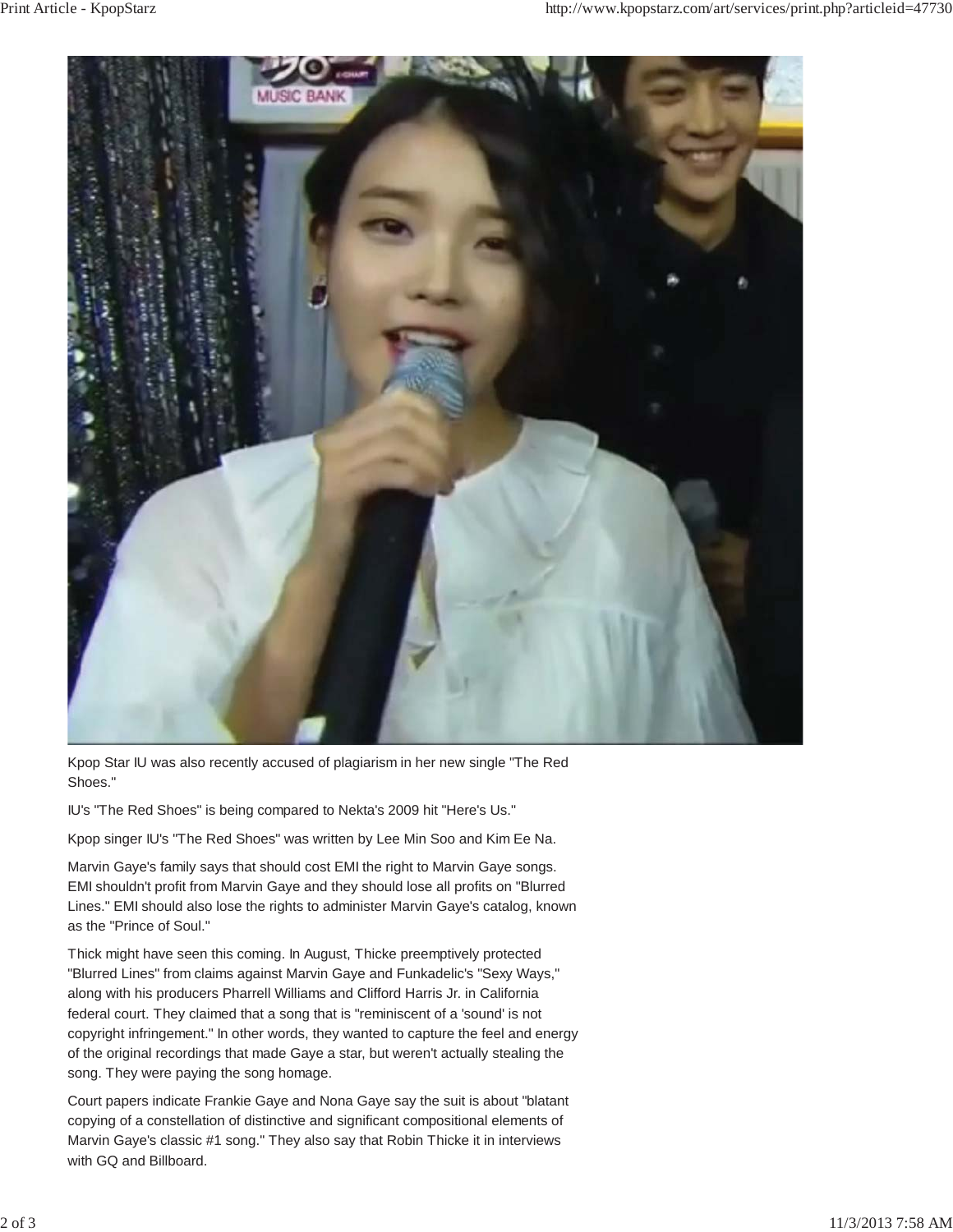Kpop Star IU was also recently accused of plagiarism in her new single "The Red Shoes."

IU's "The Red Shoes" is being compared to Nekta's 2009 hit "Here's Us."

Kpop singer IU's "The Red Shoes" was written by Lee Min Soo and Kim Ee Na.

Marvin Gaye's family says that should cost EMI the right to Marvin Gaye songs. EMI shouldn't profit from Marvin Gaye and they should lose all profits on "Blurred Lines." EMI should also lose the rights to administer Marvin Gaye's catalog, known as the "Prince of Soul."

Thick might have seen this coming. In August, Thicke preemptively protected "Blurred Lines" from claims against Marvin Gaye and Funkadelic's "Sexy Ways," along with his producers Pharrell Williams and Clifford Harris Jr. in California federal court. They claimed that a song that is "reminiscent of a 'sound' is not copyright infringement." In other words, they wanted to capture the feel and energy of the original recordings that made Gaye a star, but weren't actually stealing the song. They were paying the song homage.

Court papers indicate Frankie Gaye and Nona Gaye say the suit is about "blatant copying of a constellation of distinctive and significant compositional elements of Marvin Gaye's classic #1 song." They also say that Robin Thicke it in interviews with GQ and Billboard.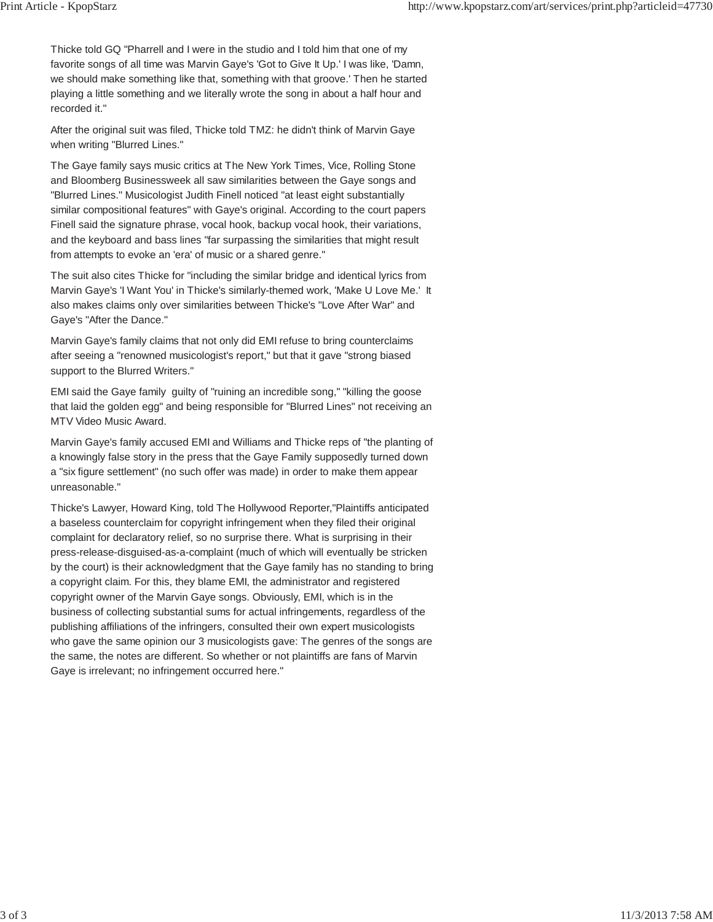Thicke told GQ "Pharrell and I were in the studio and I told him that one of my favorite songs of all time was Marvin Gaye's 'Got to Give It Up.' I was like, 'Damn, we should make something like that, something with that groove.' Then he started playing a little something and we literally wrote the song in about a half hour and recorded it."

After the original suit was filed, Thicke told TMZ: he didn't think of Marvin Gaye when writing "Blurred Lines."

The Gaye family says music critics at The New York Times, Vice, Rolling Stone and Bloomberg Businessweek all saw similarities between the Gaye songs and "Blurred Lines." Musicologist Judith Finell noticed "at least eight substantially similar compositional features" with Gaye's original. According to the court papers Finell said the signature phrase, vocal hook, backup vocal hook, their variations, and the keyboard and bass lines "far surpassing the similarities that might result from attempts to evoke an 'era' of music or a shared genre."

The suit also cites Thicke for "including the similar bridge and identical lyrics from Marvin Gaye's 'I Want You' in Thicke's similarly-themed work, 'Make U Love Me.' It also makes claims only over similarities between Thicke's "Love After War" and Gaye's "After the Dance."

Marvin Gaye's family claims that not only did EMI refuse to bring counterclaims after seeing a "renowned musicologist's report," but that it gave "strong biased support to the Blurred Writers."

EMI said the Gaye family guilty of "ruining an incredible song," "killing the goose that laid the golden egg" and being responsible for "Blurred Lines" not receiving an MTV Video Music Award.

Marvin Gaye's family accused EMI and Williams and Thicke reps of "the planting of a knowingly false story in the press that the Gaye Family supposedly turned down a "six figure settlement" (no such offer was made) in order to make them appear unreasonable."

Thicke's Lawyer, Howard King, told The Hollywood Reporter,"Plaintiffs anticipated a baseless counterclaim for copyright infringement when they filed their original complaint for declaratory relief, so no surprise there. What is surprising in their press-release-disguised-as-a-complaint (much of which will eventually be stricken by the court) is their acknowledgment that the Gaye family has no standing to bring a copyright claim. For this, they blame EMI, the administrator and registered copyright owner of the Marvin Gaye songs. Obviously, EMI, which is in the business of collecting substantial sums for actual infringements, regardless of the publishing affiliations of the infringers, consulted their own expert musicologists who gave the same opinion our 3 musicologists gave: The genres of the songs are the same, the notes are different. So whether or not plaintiffs are fans of Marvin Gaye is irrelevant; no infringement occurred here."